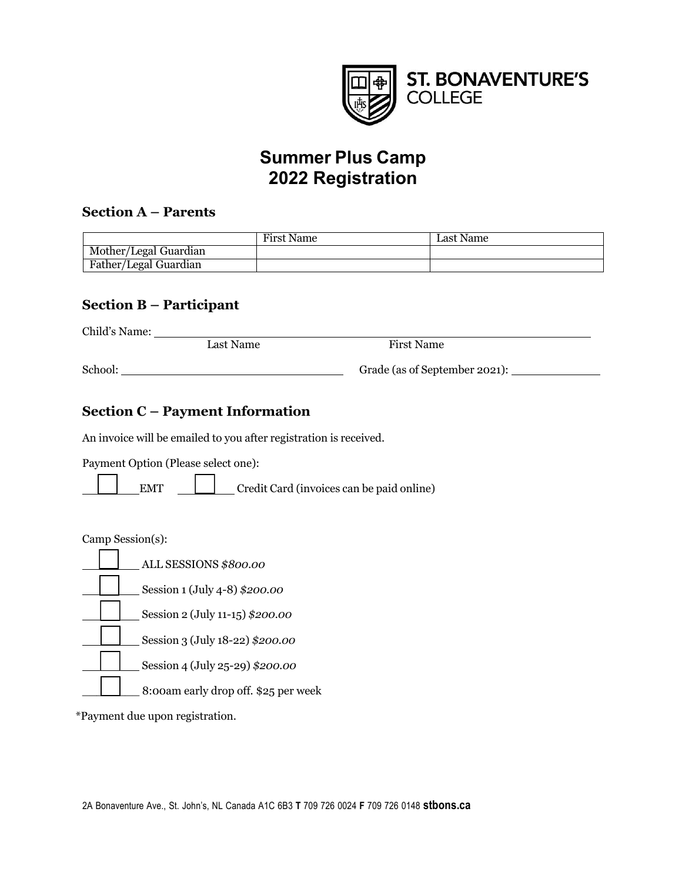ST. BONAVENTURE'S COLLEGE

# Summer Plus Camp 2022 Registration

## Section A – Parents

| | First Name | Last Name |
|---|---|---|
| Mother/Legal Guardian | | |
| Father/Legal Guardian | | |

## Section B – Participant

Child's Name: ____________________________________________
Last Name First Name

School: ______________________ Grade (as of September 2021): __________

## Section C – Payment Information

An invoice will be emailed to you after registration is received.

Payment Option (Please select one):

☐ EMT ☐ Credit Card (invoices can be paid online)

Camp Session(s):

☐ ALL SESSIONS *$800.00*

☐ Session 1 (July 4-8) *$200.00*

☐ Session 2 (July 11-15) *$200.00*

☐ Session 3 (July 18-22) *$200.00*

☐ Session 4 (July 25-29) *$200.00*

☐ 8:00am early drop off. $25 per week

*Payment due upon registration.

2A Bonaventure Ave., St. John's, NL Canada A1C 6B3 **T** 709 726 0024 **F** 709 726 0148 **stbons.ca**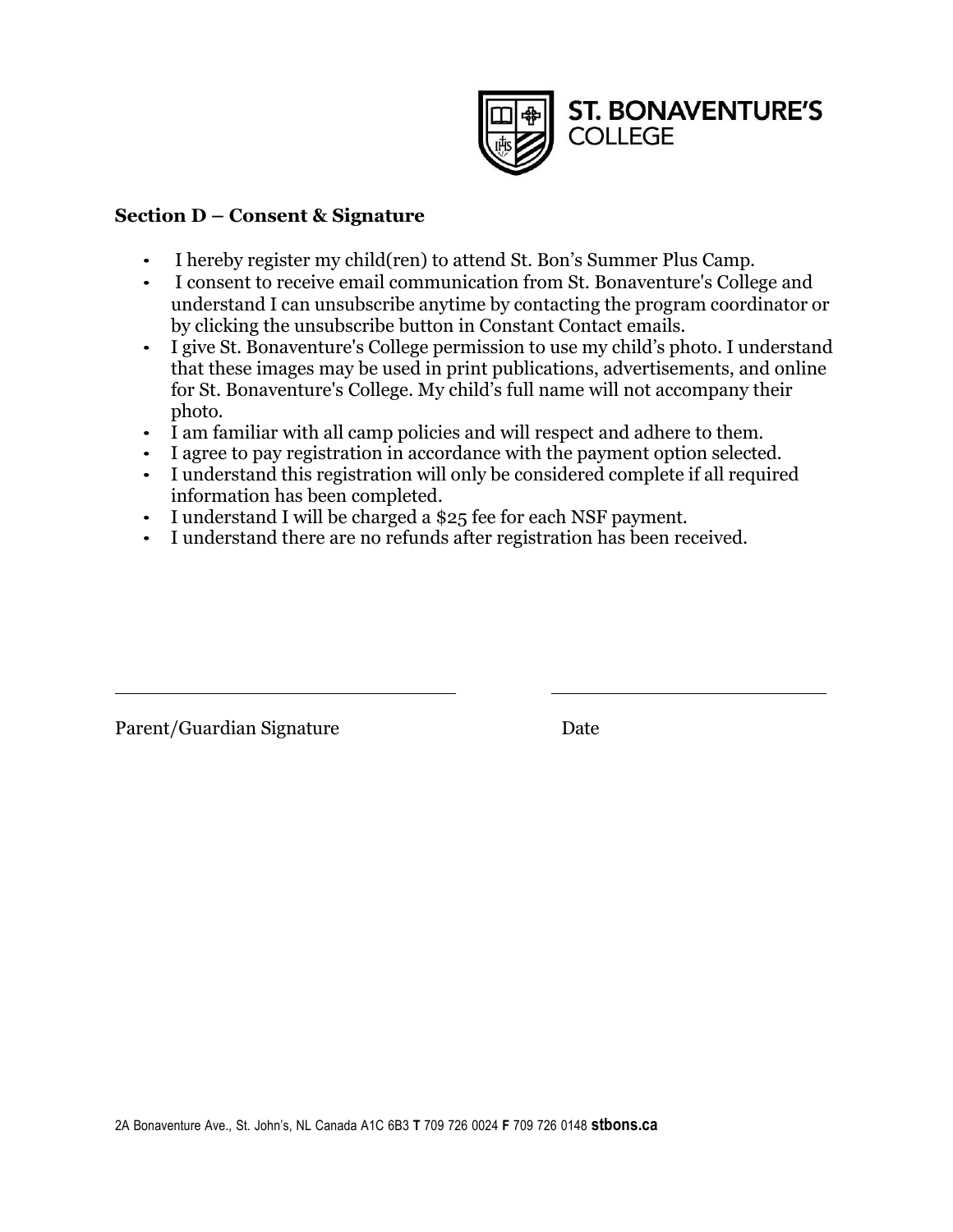ST. BONAVENTURE'S COLLEGE

**Section D – Consent & Signature**

- I hereby register my child(ren) to attend St. Bon's Summer Plus Camp.
- I consent to receive email communication from St. Bonaventure's College and understand I can unsubscribe anytime by contacting the program coordinator or by clicking the unsubscribe button in Constant Contact emails.
- I give St. Bonaventure's College permission to use my child's photo. I understand that these images may be used in print publications, advertisements, and online for St. Bonaventure's College. My child's full name will not accompany their photo.
- I am familiar with all camp policies and will respect and adhere to them.
- I agree to pay registration in accordance with the payment option selected.
- I understand this registration will only be considered complete if all required information has been completed.
- I understand I will be charged a $25 fee for each NSF payment.
- I understand there are no refunds after registration has been received.

\_\_\_\_\_\_\_\_\_\_\_\_\_\_\_\_\_\_\_\_\_\_\_\_\_\_\_\_\_\_ \_\_\_\_\_\_\_\_\_\_\_\_\_\_\_\_\_\_\_\_\_\_\_\_

Parent/Guardian Signature Date

2A Bonaventure Ave., St. John's, NL Canada A1C 6B3 **T** 709 726 0024 **F** 709 726 0148 **stbons.ca**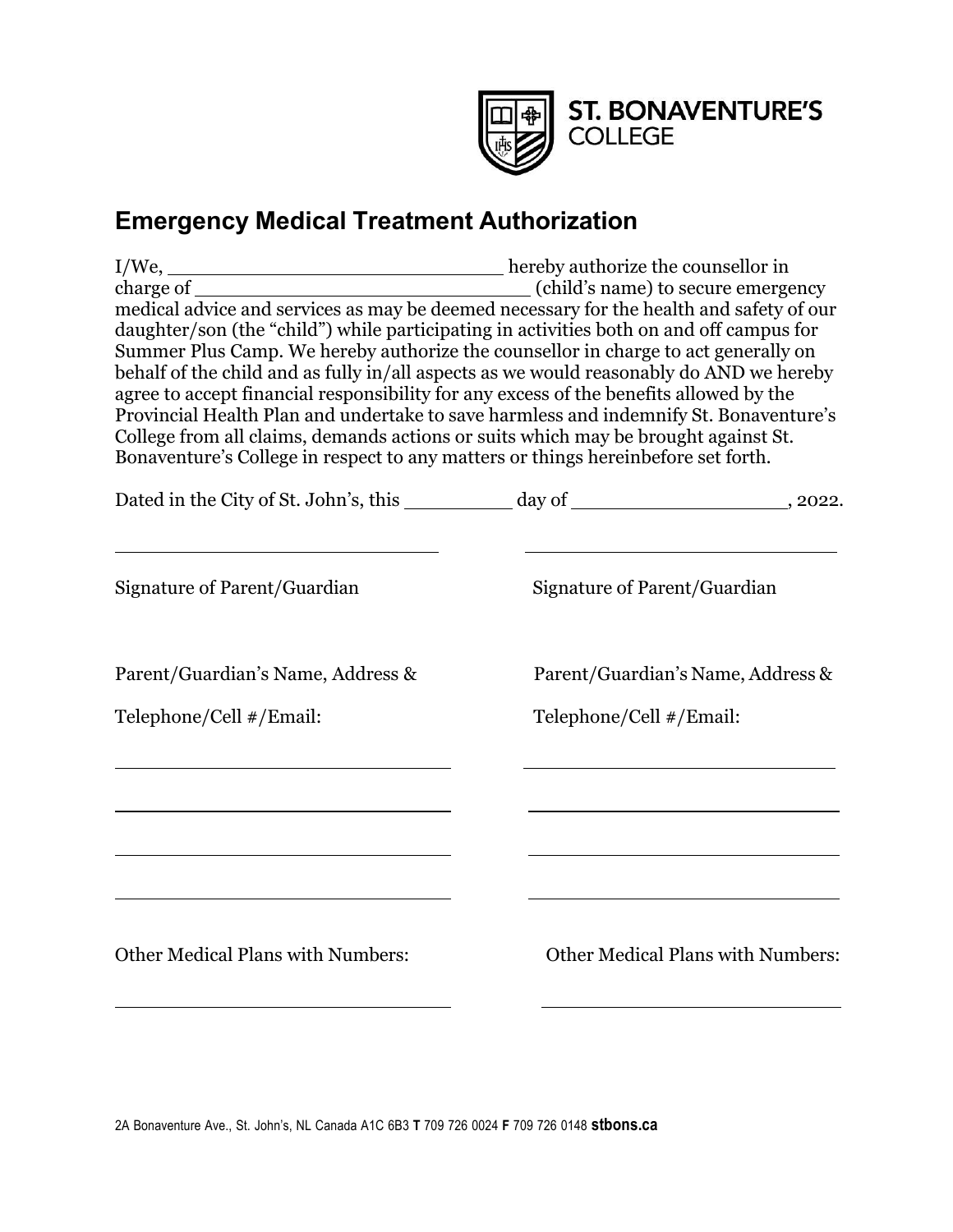ST. BONAVENTURE'S COLLEGE

## Emergency Medical Treatment Authorization

I/We, ______________________________ hereby authorize the counsellor in charge of ______________________________ (child's name) to secure emergency medical advice and services as may be deemed necessary for the health and safety of our daughter/son (the "child") while participating in activities both on and off campus for Summer Plus Camp. We hereby authorize the counsellor in charge to act generally on behalf of the child and as fully in/all aspects as we would reasonably do AND we hereby agree to accept financial responsibility for any excess of the benefits allowed by the Provincial Health Plan and undertake to save harmless and indemnify St. Bonaventure's College from all claims, demands actions or suits which may be brought against St. Bonaventure's College in respect to any matters or things hereinbefore set forth.

Dated in the City of St. John's, this __________ day of ____________________, 2022.

______________________________ ______________________________

Signature of Parent/Guardian Signature of Parent/Guardian

Parent/Guardian's Name, Address & Telephone/Cell #/Email:

______________________________

______________________________

______________________________

______________________________

Parent/Guardian's Name, Address & Telephone/Cell #/Email:

______________________________

______________________________

______________________________

______________________________

Other Medical Plans with Numbers:

______________________________

Other Medical Plans with Numbers:

______________________________

2A Bonaventure Ave., St. John's, NL Canada A1C 6B3 **T** 709 726 0024 **F** 709 726 0148 **stbons.ca**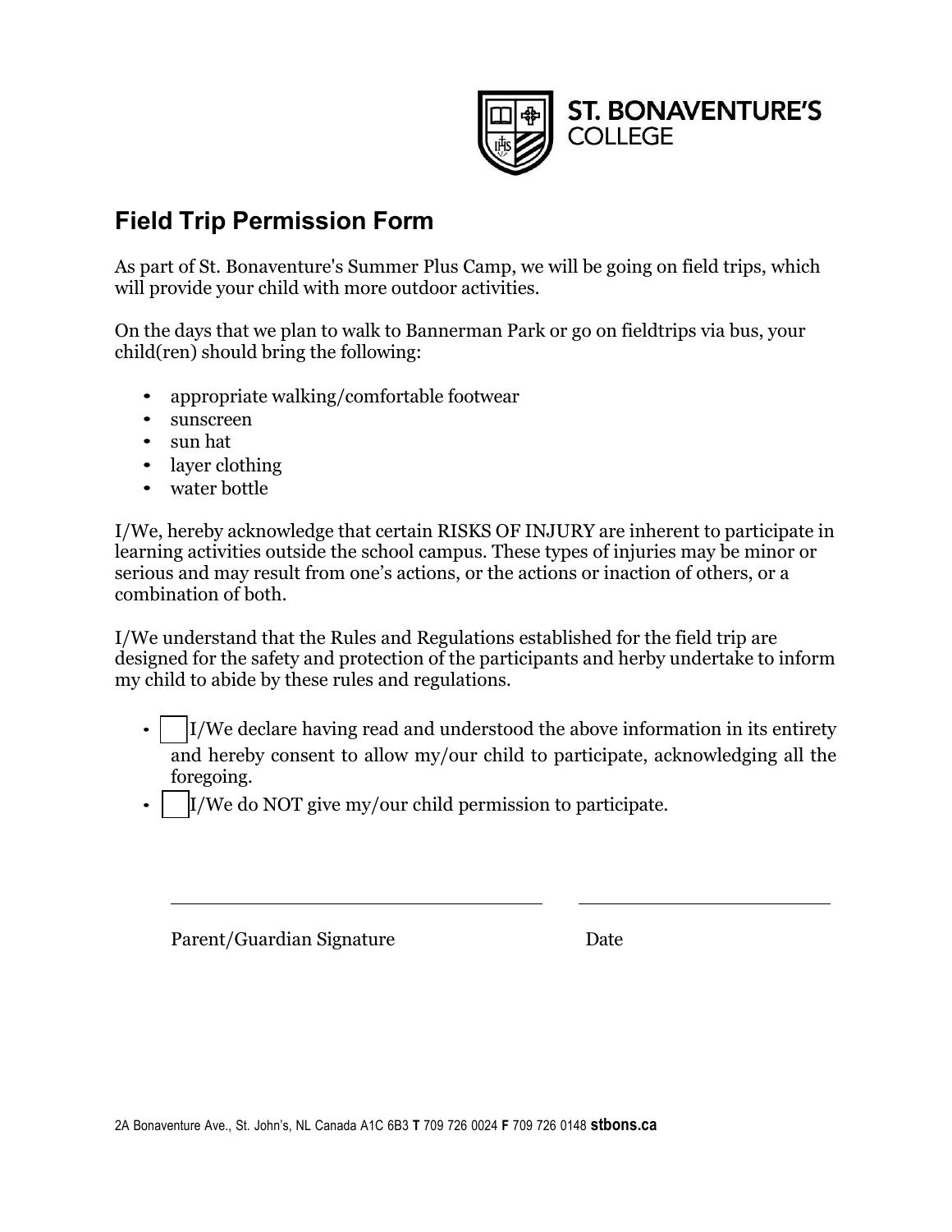ST. BONAVENTURE'S COLLEGE

## Field Trip Permission Form

As part of St. Bonaventure's Summer Plus Camp, we will be going on field trips, which will provide your child with more outdoor activities.

On the days that we plan to walk to Bannerman Park or go on fieldtrips via bus, your child(ren) should bring the following:

- appropriate walking/comfortable footwear
- sunscreen
- sun hat
- layer clothing
- water bottle

I/We, hereby acknowledge that certain RISKS OF INJURY are inherent to participate in learning activities outside the school campus. These types of injuries may be minor or serious and may result from one's actions, or the actions or inaction of others, or a combination of both.

I/We understand that the Rules and Regulations established for the field trip are designed for the safety and protection of the participants and herby undertake to inform my child to abide by these rules and regulations.

- ☐ I/We declare having read and understood the above information in its entirety and hereby consent to allow my/our child to participate, acknowledging all the foregoing.
- ☐ I/We do NOT give my/our child permission to participate.

\_\_\_\_\_\_\_\_\_\_\_\_\_\_\_\_\_\_\_\_\_\_\_\_\_\_\_\_\_\_\_\_\_\_\_\_ \_\_\_\_\_\_\_\_\_\_\_\_\_\_\_\_\_\_\_\_\_\_\_\_\_\_

Parent/Guardian Signature Date

2A Bonaventure Ave., St. John's, NL Canada A1C 6B3 **T** 709 726 0024 **F** 709 726 0148 **stbons.ca**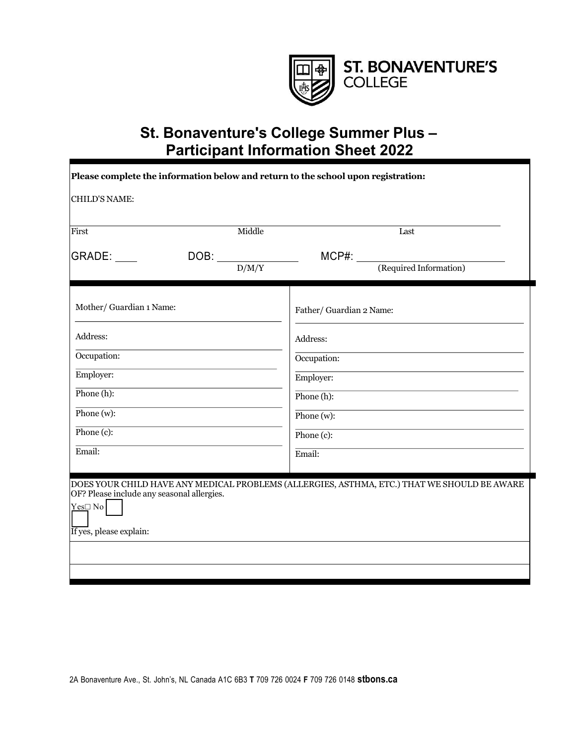ST. BONAVENTURE'S COLLEGE

# St. Bonaventure's College Summer Plus – Participant Information Sheet 2022

**Please complete the information below and return to the school upon registration:**

CHILD'S NAME:

First Middle Last

GRADE: ____ DOB: ______________ MCP#: ______________________
D/M/Y (Required Information)

| Mother/ Guardian 1 Name: | Father/ Guardian 2 Name: |
|---|---|
| Address: | Address: |
| Occupation: | Occupation: |
| Employer: | Employer: |
| Phone (h): | Phone (h): |
| Phone (w): | Phone (w): |
| Phone (c): | Phone (c): |
| Email: | Email: |

DOES YOUR CHILD HAVE ANY MEDICAL PROBLEMS (ALLERGIES, ASTHMA, ETC.) THAT WE SHOULD BE AWARE OF? Please include any seasonal allergies.

Yes☐ No ☐

If yes, please explain:

2A Bonaventure Ave., St. John's, NL Canada A1C 6B3 **T** 709 726 0024 **F** 709 726 0148 **stbons.ca**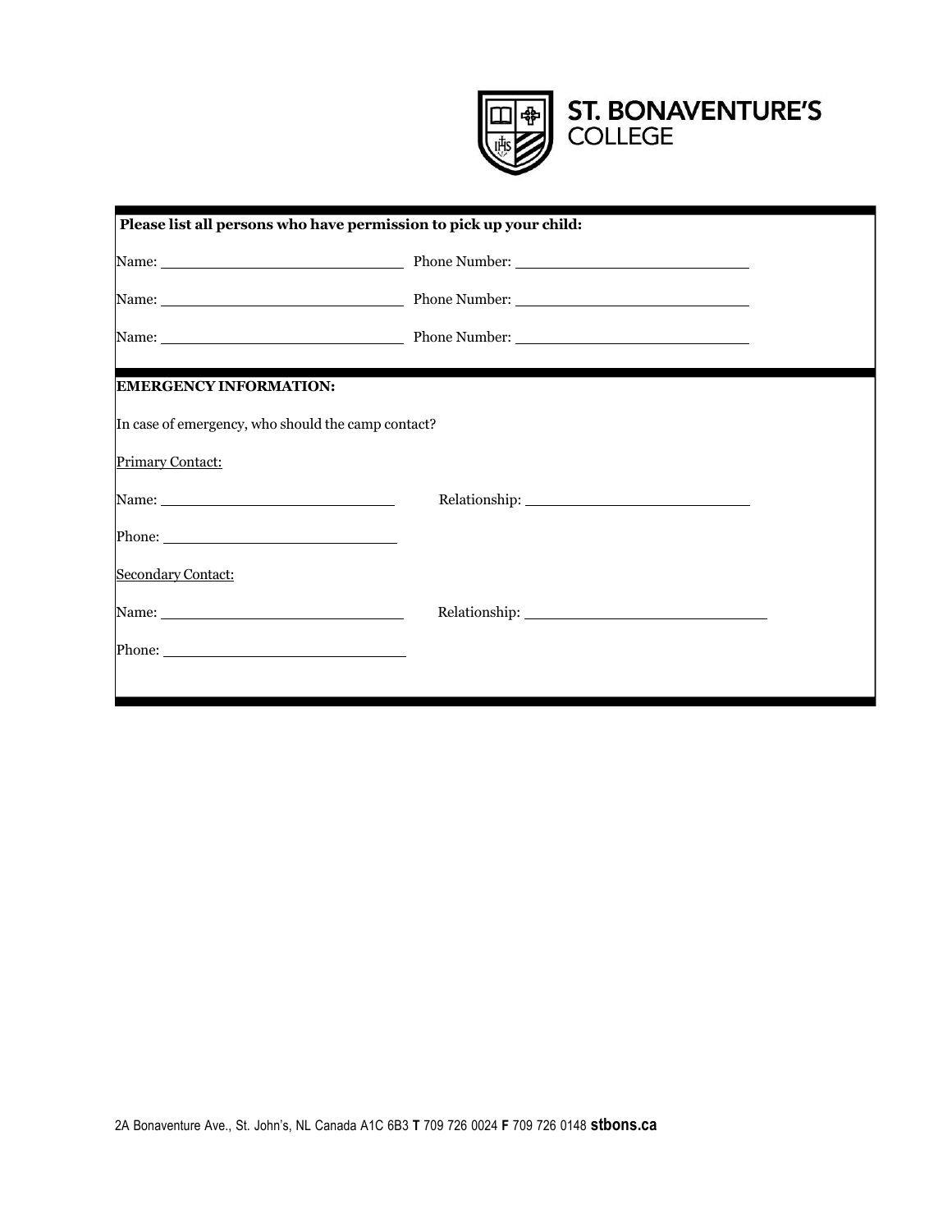**Please list all persons who have permission to pick up your child:**

Name: ______________________________ Phone Number: ______________________________

Name: ______________________________ Phone Number: ______________________________

Name: ______________________________ Phone Number: ______________________________

**EMERGENCY INFORMATION:**

In case of emergency, who should the camp contact?

Primary Contact:

Name: ______________________________ Relationship: ______________________________

Phone: ______________________________

Secondary Contact:

Name: ______________________________ Relationship: ______________________________

Phone: ______________________________

2A Bonaventure Ave., St. John's, NL Canada A1C 6B3 **T** 709 726 0024 **F** 709 726 0148 **stbons.ca**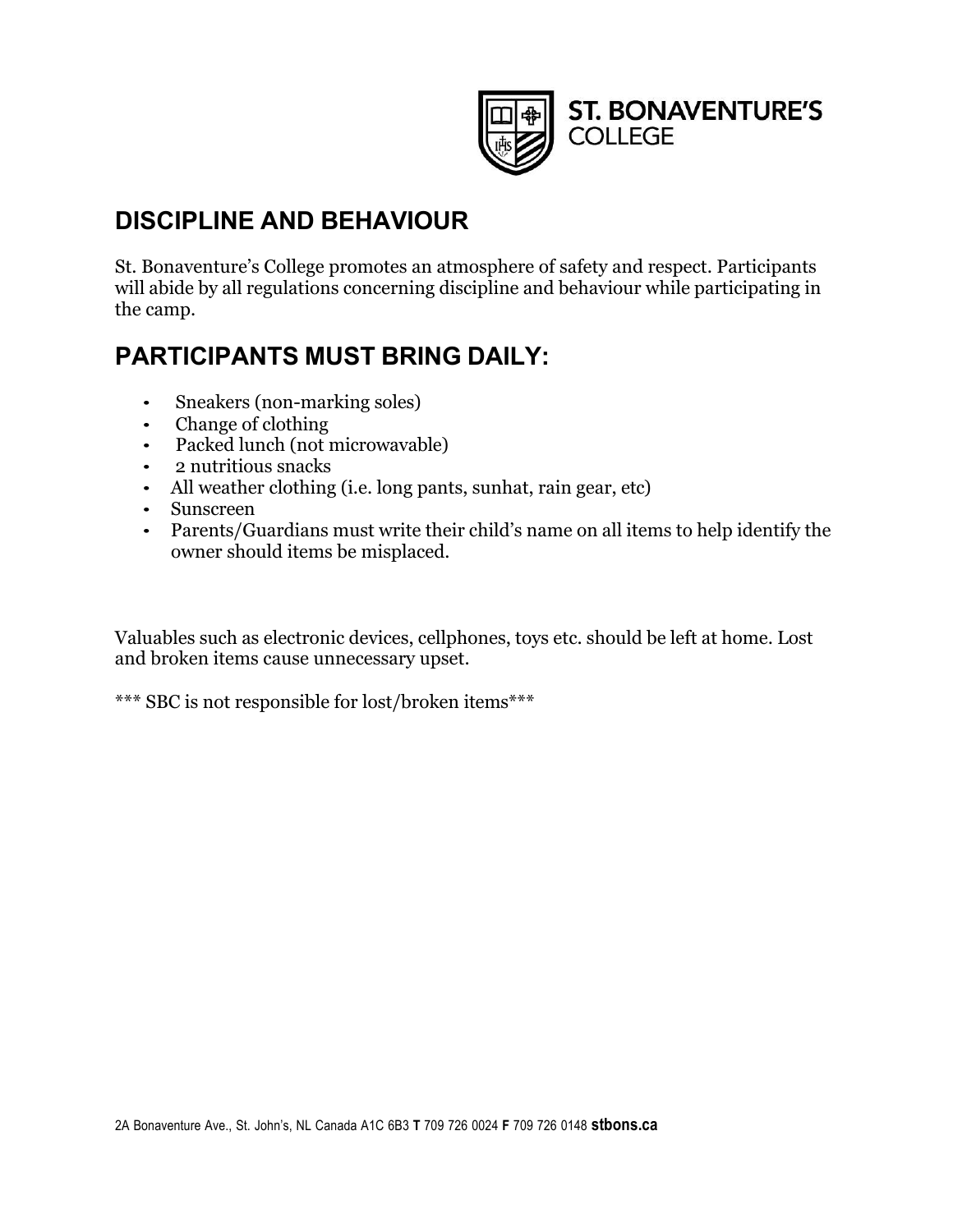## DISCIPLINE AND BEHAVIOUR

St. Bonaventure's College promotes an atmosphere of safety and respect. Participants will abide by all regulations concerning discipline and behaviour while participating in the camp.

## PARTICIPANTS MUST BRING DAILY:

- Sneakers (non-marking soles)
- Change of clothing
- Packed lunch (not microwavable)
- 2 nutritious snacks
- All weather clothing (i.e. long pants, sunhat, rain gear, etc)
- Sunscreen
- Parents/Guardians must write their child's name on all items to help identify the owner should items be misplaced.

Valuables such as electronic devices, cellphones, toys etc. should be left at home. Lost and broken items cause unnecessary upset.

*** SBC is not responsible for lost/broken items***